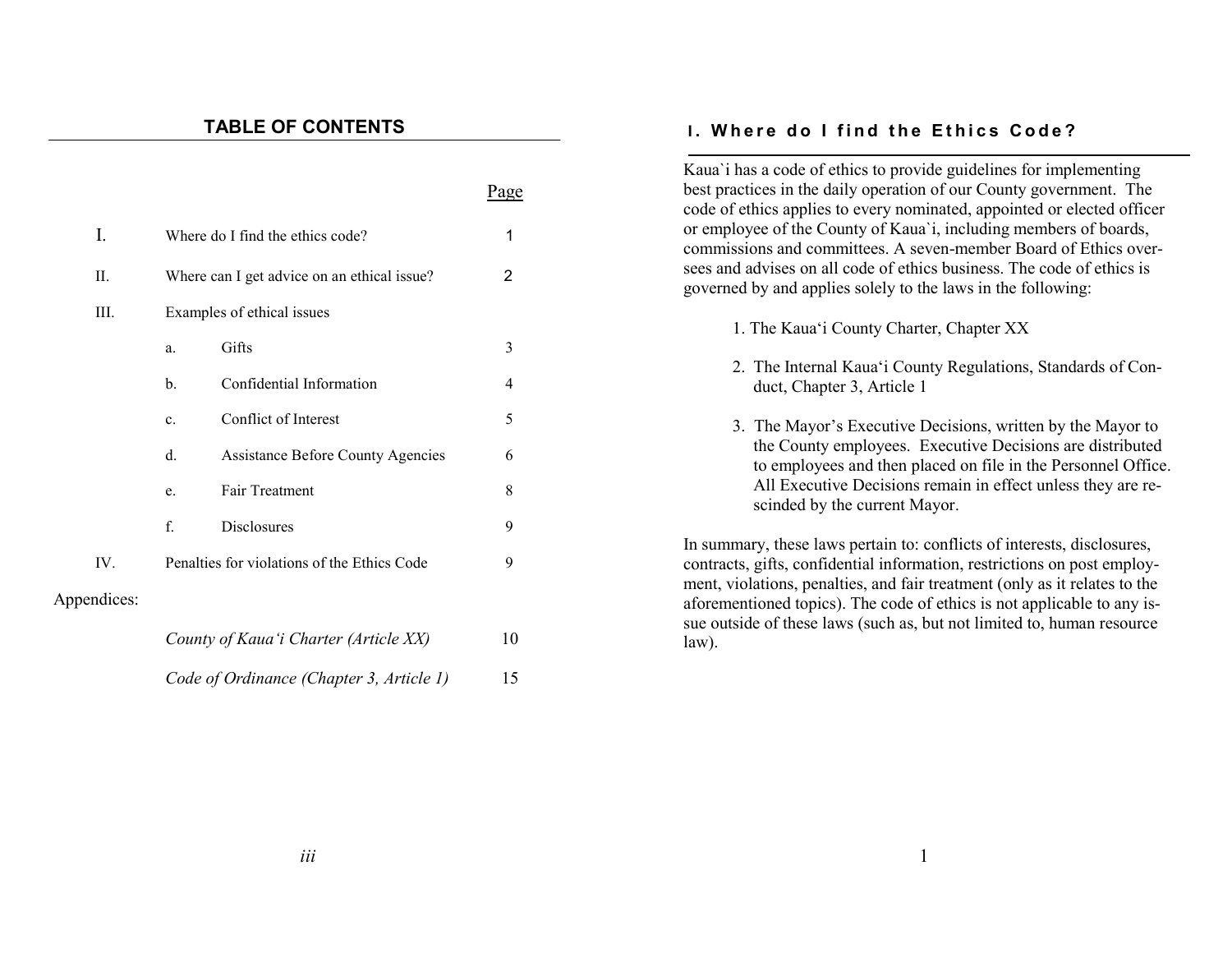## TABLE OF CONTENTS

| | | | Page |
|---|---|---|---|
| I. | Where do I find the ethics code? | | 1 |
| II. | Where can I get advice on an ethical issue? | | 2 |
| III. | Examples of ethical issues | | |
| | a. | Gifts | 3 |
| | b. | Confidential Information | 4 |
| | c. | Conflict of Interest | 5 |
| | d. | Assistance Before County Agencies | 6 |
| | e. | Fair Treatment | 8 |
| | f. | Disclosures | 9 |
| IV. | Penalties for violations of the Ethics Code | | 9 |
| Appendices: | | | |
| | *County of Kaua'i Charter (Article XX)* | | 10 |
| | *Code of Ordinance (Chapter 3, Article 1)* | | 15 |

## I. Where do I find the Ethics Code?

Kaua`i has a code of ethics to provide guidelines for implementing best practices in the daily operation of our County government. The code of ethics applies to every nominated, appointed or elected officer or employee of the County of Kaua`i, including members of boards, commissions and committees. A seven-member Board of Ethics oversees and advises on all code of ethics business. The code of ethics is governed by and applies solely to the laws in the following:

1. The Kaua'i County Charter, Chapter XX
2. The Internal Kaua'i County Regulations, Standards of Conduct, Chapter 3, Article 1
3. The Mayor's Executive Decisions, written by the Mayor to the County employees. Executive Decisions are distributed to employees and then placed on file in the Personnel Office. All Executive Decisions remain in effect unless they are rescinded by the current Mayor.

In summary, these laws pertain to: conflicts of interests, disclosures, contracts, gifts, confidential information, restrictions on post employment, violations, penalties, and fair treatment (only as it relates to the aforementioned topics). The code of ethics is not applicable to any issue outside of these laws (such as, but not limited to, human resource law).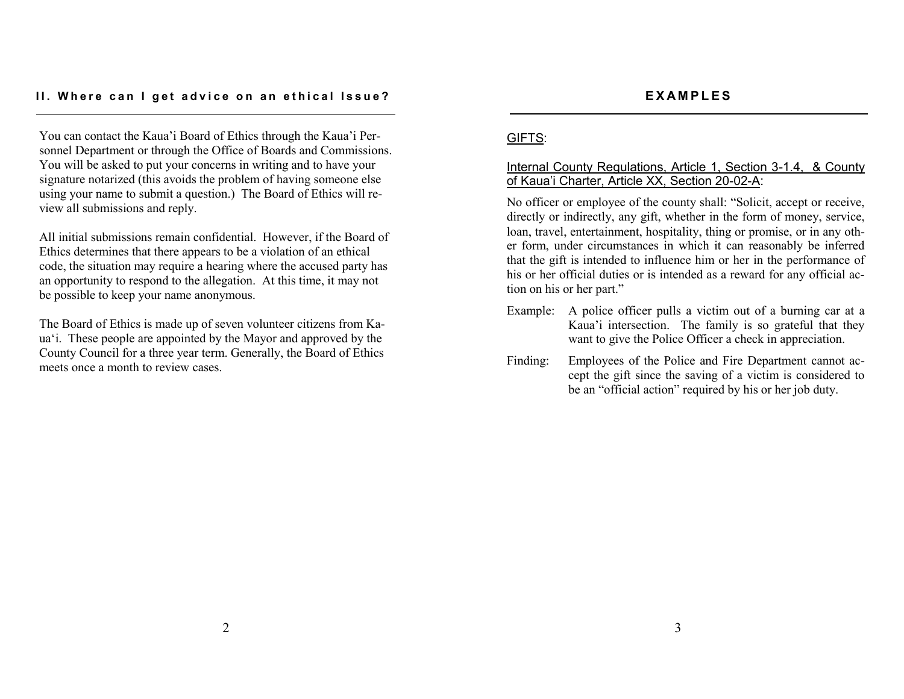## II. Where can I get advice on an ethical Issue?

You can contact the Kaua'i Board of Ethics through the Kaua'i Personnel Department or through the Office of Boards and Commissions. You will be asked to put your concerns in writing and to have your signature notarized (this avoids the problem of having someone else using your name to submit a question.) The Board of Ethics will review all submissions and reply.

All initial submissions remain confidential. However, if the Board of Ethics determines that there appears to be a violation of an ethical code, the situation may require a hearing where the accused party has an opportunity to respond to the allegation. At this time, it may not be possible to keep your name anonymous.

The Board of Ethics is made up of seven volunteer citizens from Kaua'i. These people are appointed by the Mayor and approved by the County Council for a three year term. Generally, the Board of Ethics meets once a month to review cases.

## EXAMPLES

GIFTS:

Internal County Regulations, Article 1, Section 3-1.4, & County of Kaua'i Charter, Article XX, Section 20-02-A:

No officer or employee of the county shall: "Solicit, accept or receive, directly or indirectly, any gift, whether in the form of money, service, loan, travel, entertainment, hospitality, thing or promise, or in any other form, under circumstances in which it can reasonably be inferred that the gift is intended to influence him or her in the performance of his or her official duties or is intended as a reward for any official action on his or her part."

Example: A police officer pulls a victim out of a burning car at a Kaua'i intersection. The family is so grateful that they want to give the Police Officer a check in appreciation.

Finding: Employees of the Police and Fire Department cannot accept the gift since the saving of a victim is considered to be an "official action" required by his or her job duty.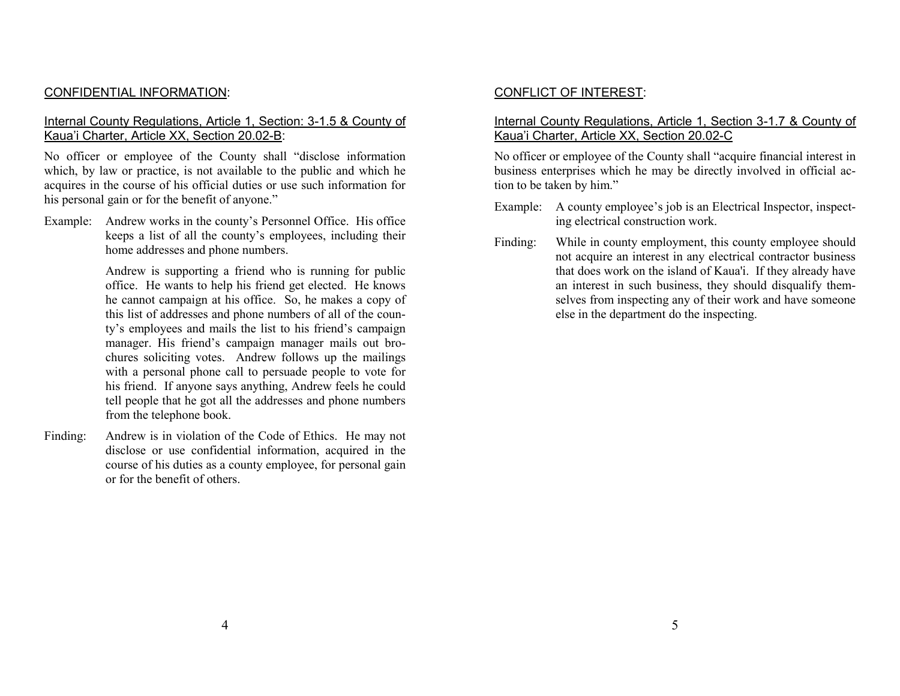## CONFIDENTIAL INFORMATION:

### Internal County Regulations, Article 1, Section: 3-1.5 & County of Kaua'i Charter, Article XX, Section 20.02-B:

No officer or employee of the County shall "disclose information which, by law or practice, is not available to the public and which he acquires in the course of his official duties or use such information for his personal gain or for the benefit of anyone."

Example: Andrew works in the county's Personnel Office. His office keeps a list of all the county's employees, including their home addresses and phone numbers.

Andrew is supporting a friend who is running for public office. He wants to help his friend get elected. He knows he cannot campaign at his office. So, he makes a copy of this list of addresses and phone numbers of all of the county's employees and mails the list to his friend's campaign manager. His friend's campaign manager mails out brochures soliciting votes. Andrew follows up the mailings with a personal phone call to persuade people to vote for his friend. If anyone says anything, Andrew feels he could tell people that he got all the addresses and phone numbers from the telephone book.

Finding: Andrew is in violation of the Code of Ethics. He may not disclose or use confidential information, acquired in the course of his duties as a county employee, for personal gain or for the benefit of others.

## CONFLICT OF INTEREST:

### Internal County Regulations, Article 1, Section 3-1.7 & County of Kaua'i Charter, Article XX, Section 20.02-C

No officer or employee of the County shall "acquire financial interest in business enterprises which he may be directly involved in official action to be taken by him."

Example: A county employee's job is an Electrical Inspector, inspecting electrical construction work.

Finding: While in county employment, this county employee should not acquire an interest in any electrical contractor business that does work on the island of Kaua'i. If they already have an interest in such business, they should disqualify themselves from inspecting any of their work and have someone else in the department do the inspecting.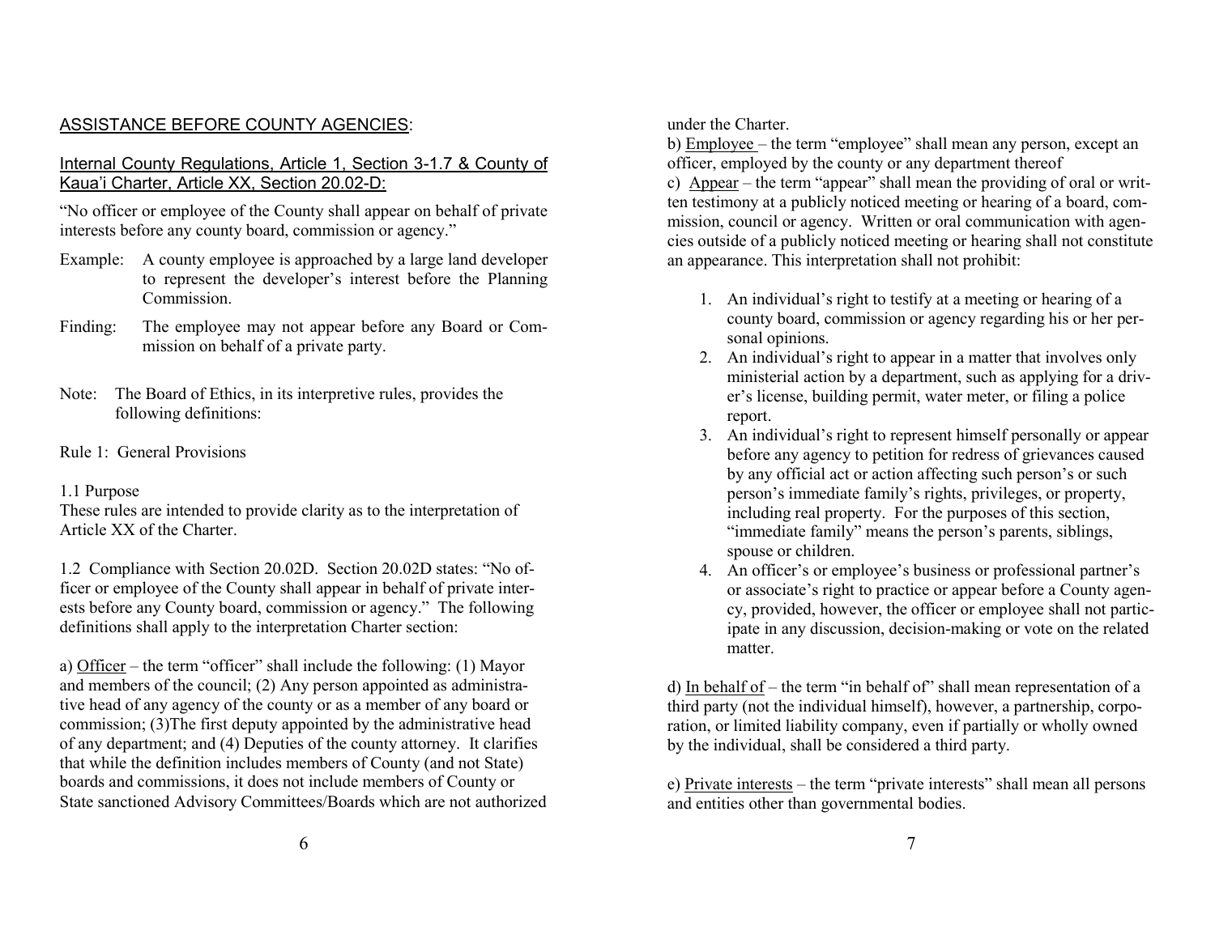## ASSISTANCE BEFORE COUNTY AGENCIES:

### Internal County Regulations, Article 1, Section 3-1.7 & County of Kaua'i Charter, Article XX, Section 20.02-D:

"No officer or employee of the County shall appear on behalf of private interests before any county board, commission or agency."

Example: A county employee is approached by a large land developer to represent the developer's interest before the Planning Commission.

Finding: The employee may not appear before any Board or Commission on behalf of a private party.

Note: The Board of Ethics, in its interpretive rules, provides the following definitions:

Rule 1: General Provisions

1.1 Purpose
These rules are intended to provide clarity as to the interpretation of Article XX of the Charter.

1.2 Compliance with Section 20.02D. Section 20.02D states: "No officer or employee of the County shall appear in behalf of private interests before any County board, commission or agency." The following definitions shall apply to the interpretation Charter section:

a) Officer – the term "officer" shall include the following: (1) Mayor and members of the council; (2) Any person appointed as administrative head of any agency of the county or as a member of any board or commission; (3)The first deputy appointed by the administrative head of any department; and (4) Deputies of the county attorney. It clarifies that while the definition includes members of County (and not State) boards and commissions, it does not include members of County or State sanctioned Advisory Committees/Boards which are not authorized under the Charter.

b) Employee – the term "employee" shall mean any person, except an officer, employed by the county or any department thereof

c) Appear – the term "appear" shall mean the providing of oral or written testimony at a publicly noticed meeting or hearing of a board, commission, council or agency. Written or oral communication with agencies outside of a publicly noticed meeting or hearing shall not constitute an appearance. This interpretation shall not prohibit:

1. An individual's right to testify at a meeting or hearing of a county board, commission or agency regarding his or her personal opinions.
2. An individual's right to appear in a matter that involves only ministerial action by a department, such as applying for a driver's license, building permit, water meter, or filing a police report.
3. An individual's right to represent himself personally or appear before any agency to petition for redress of grievances caused by any official act or action affecting such person's or such person's immediate family's rights, privileges, or property, including real property. For the purposes of this section, "immediate family" means the person's parents, siblings, spouse or children.
4. An officer's or employee's business or professional partner's or associate's right to practice or appear before a County agency, provided, however, the officer or employee shall not participate in any discussion, decision-making or vote on the related matter.

d) In behalf of – the term "in behalf of" shall mean representation of a third party (not the individual himself), however, a partnership, corporation, or limited liability company, even if partially or wholly owned by the individual, shall be considered a third party.

e) Private interests – the term "private interests" shall mean all persons and entities other than governmental bodies.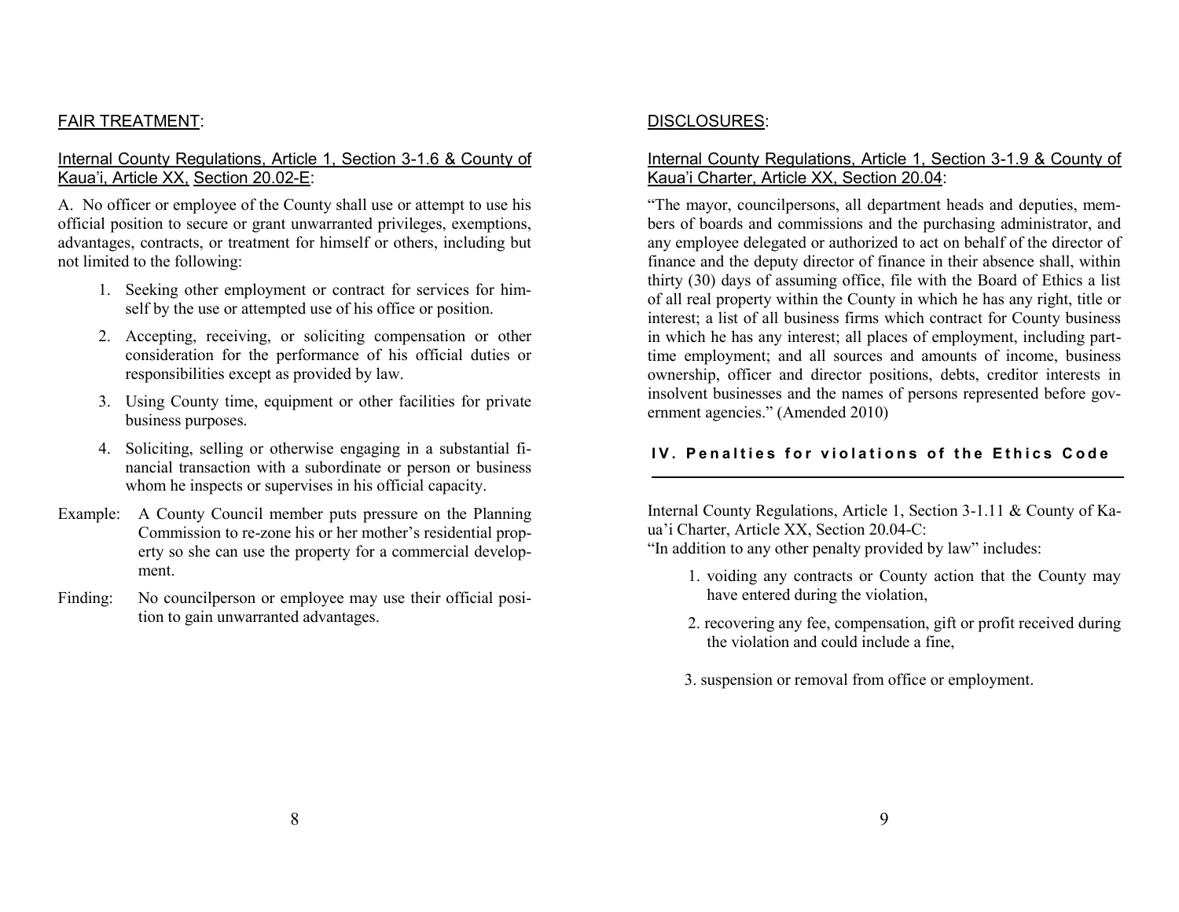## FAIR TREATMENT:

Internal County Regulations, Article 1, Section 3-1.6 & County of Kaua'i, Article XX, Section 20.02-E:

A. No officer or employee of the County shall use or attempt to use his official position to secure or grant unwarranted privileges, exemptions, advantages, contracts, or treatment for himself or others, including but not limited to the following:

1. Seeking other employment or contract for services for himself by the use or attempted use of his office or position.
2. Accepting, receiving, or soliciting compensation or other consideration for the performance of his official duties or responsibilities except as provided by law.
3. Using County time, equipment or other facilities for private business purposes.
4. Soliciting, selling or otherwise engaging in a substantial financial transaction with a subordinate or person or business whom he inspects or supervises in his official capacity.

Example: A County Council member puts pressure on the Planning Commission to re-zone his or her mother's residential property so she can use the property for a commercial development.

Finding: No councilperson or employee may use their official position to gain unwarranted advantages.

## DISCLOSURES:

Internal County Regulations, Article 1, Section 3-1.9 & County of Kaua'i Charter, Article XX, Section 20.04:

"The mayor, councilpersons, all department heads and deputies, members of boards and commissions and the purchasing administrator, and any employee delegated or authorized to act on behalf of the director of finance and the deputy director of finance in their absence shall, within thirty (30) days of assuming office, file with the Board of Ethics a list of all real property within the County in which he has any right, title or interest; a list of all business firms which contract for County business in which he has any interest; all places of employment, including part-time employment; and all sources and amounts of income, business ownership, officer and director positions, debts, creditor interests in insolvent businesses and the names of persons represented before government agencies." (Amended 2010)

# IV. Penalties for violations of the Ethics Code

Internal County Regulations, Article 1, Section 3-1.11 & County of Kaua'i Charter, Article XX, Section 20.04-C:
"In addition to any other penalty provided by law" includes:

1. voiding any contracts or County action that the County may have entered during the violation,
2. recovering any fee, compensation, gift or profit received during the violation and could include a fine,
3. suspension or removal from office or employment.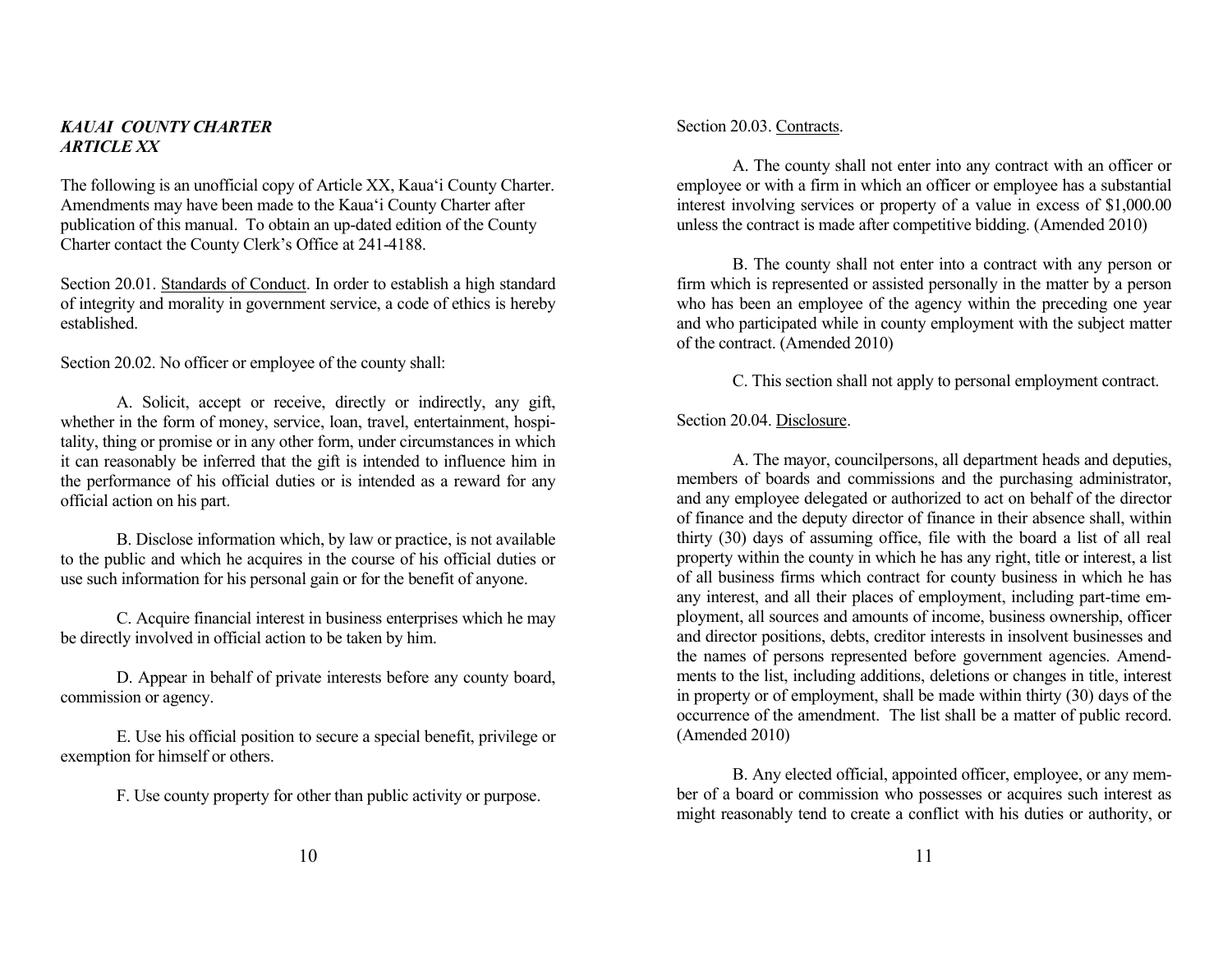***KAUAI COUNTY CHARTER***
***ARTICLE XX***

The following is an unofficial copy of Article XX, Kaua'i County Charter. Amendments may have been made to the Kaua'i County Charter after publication of this manual. To obtain an up-dated edition of the County Charter contact the County Clerk's Office at 241-4188.

Section 20.01. Standards of Conduct. In order to establish a high standard of integrity and morality in government service, a code of ethics is hereby established.

Section 20.02. No officer or employee of the county shall:

A. Solicit, accept or receive, directly or indirectly, any gift, whether in the form of money, service, loan, travel, entertainment, hospitality, thing or promise or in any other form, under circumstances in which it can reasonably be inferred that the gift is intended to influence him in the performance of his official duties or is intended as a reward for any official action on his part.

B. Disclose information which, by law or practice, is not available to the public and which he acquires in the course of his official duties or use such information for his personal gain or for the benefit of anyone.

C. Acquire financial interest in business enterprises which he may be directly involved in official action to be taken by him.

D. Appear in behalf of private interests before any county board, commission or agency.

E. Use his official position to secure a special benefit, privilege or exemption for himself or others.

F. Use county property for other than public activity or purpose.

Section 20.03. Contracts.

A. The county shall not enter into any contract with an officer or employee or with a firm in which an officer or employee has a substantial interest involving services or property of a value in excess of $1,000.00 unless the contract is made after competitive bidding. (Amended 2010)

B. The county shall not enter into a contract with any person or firm which is represented or assisted personally in the matter by a person who has been an employee of the agency within the preceding one year and who participated while in county employment with the subject matter of the contract. (Amended 2010)

C. This section shall not apply to personal employment contract.

Section 20.04. Disclosure.

A. The mayor, councilpersons, all department heads and deputies, members of boards and commissions and the purchasing administrator, and any employee delegated or authorized to act on behalf of the director of finance and the deputy director of finance in their absence shall, within thirty (30) days of assuming office, file with the board a list of all real property within the county in which he has any right, title or interest, a list of all business firms which contract for county business in which he has any interest, and all their places of employment, including part-time employment, all sources and amounts of income, business ownership, officer and director positions, debts, creditor interests in insolvent businesses and the names of persons represented before government agencies. Amendments to the list, including additions, deletions or changes in title, interest in property or of employment, shall be made within thirty (30) days of the occurrence of the amendment. The list shall be a matter of public record. (Amended 2010)

B. Any elected official, appointed officer, employee, or any member of a board or commission who possesses or acquires such interest as might reasonably tend to create a conflict with his duties or authority, or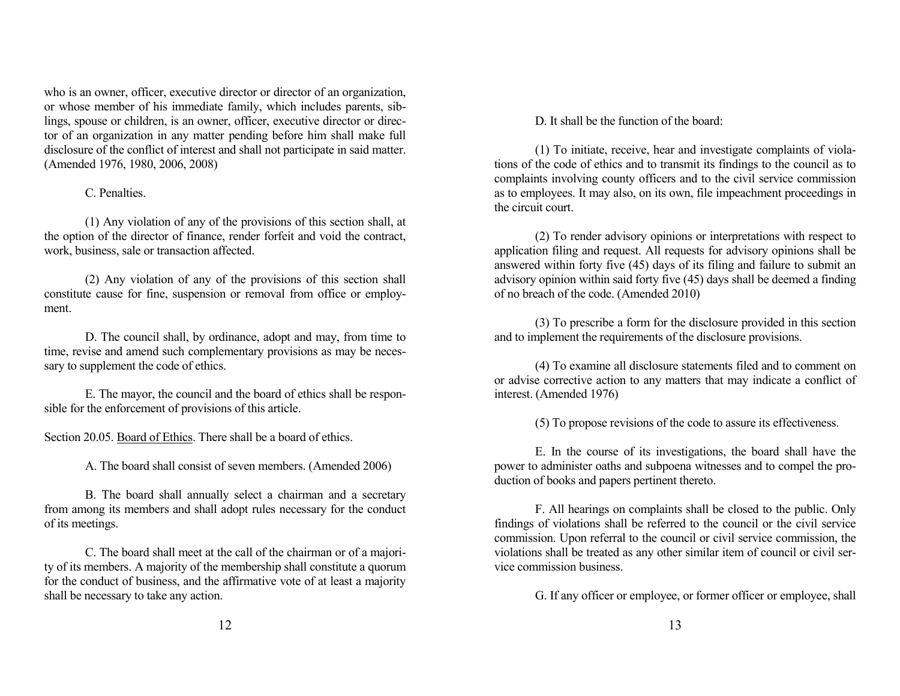who is an owner, officer, executive director or director of an organization, or whose member of his immediate family, which includes parents, siblings, spouse or children, is an owner, officer, executive director or director of an organization in any matter pending before him shall make full disclosure of the conflict of interest and shall not participate in said matter. (Amended 1976, 1980, 2006, 2008)

C. Penalties.

(1) Any violation of any of the provisions of this section shall, at the option of the director of finance, render forfeit and void the contract, work, business, sale or transaction affected.

(2) Any violation of any of the provisions of this section shall constitute cause for fine, suspension or removal from office or employment.

D. The council shall, by ordinance, adopt and may, from time to time, revise and amend such complementary provisions as may be necessary to supplement the code of ethics.

E. The mayor, the council and the board of ethics shall be responsible for the enforcement of provisions of this article.

Section 20.05. Board of Ethics. There shall be a board of ethics.

A. The board shall consist of seven members. (Amended 2006)

B. The board shall annually select a chairman and a secretary from among its members and shall adopt rules necessary for the conduct of its meetings.

C. The board shall meet at the call of the chairman or of a majority of its members. A majority of the membership shall constitute a quorum for the conduct of business, and the affirmative vote of at least a majority shall be necessary to take any action.

D. It shall be the function of the board:

(1) To initiate, receive, hear and investigate complaints of violations of the code of ethics and to transmit its findings to the council as to complaints involving county officers and to the civil service commission as to employees. It may also, on its own, file impeachment proceedings in the circuit court.

(2) To render advisory opinions or interpretations with respect to application filing and request. All requests for advisory opinions shall be answered within forty five (45) days of its filing and failure to submit an advisory opinion within said forty five (45) days shall be deemed a finding of no breach of the code. (Amended 2010)

(3) To prescribe a form for the disclosure provided in this section and to implement the requirements of the disclosure provisions.

(4) To examine all disclosure statements filed and to comment on or advise corrective action to any matters that may indicate a conflict of interest. (Amended 1976)

(5) To propose revisions of the code to assure its effectiveness.

E. In the course of its investigations, the board shall have the power to administer oaths and subpoena witnesses and to compel the production of books and papers pertinent thereto.

F. All hearings on complaints shall be closed to the public. Only findings of violations shall be referred to the council or the civil service commission. Upon referral to the council or civil service commission, the violations shall be treated as any other similar item of council or civil service commission business.

G. If any officer or employee, or former officer or employee, shall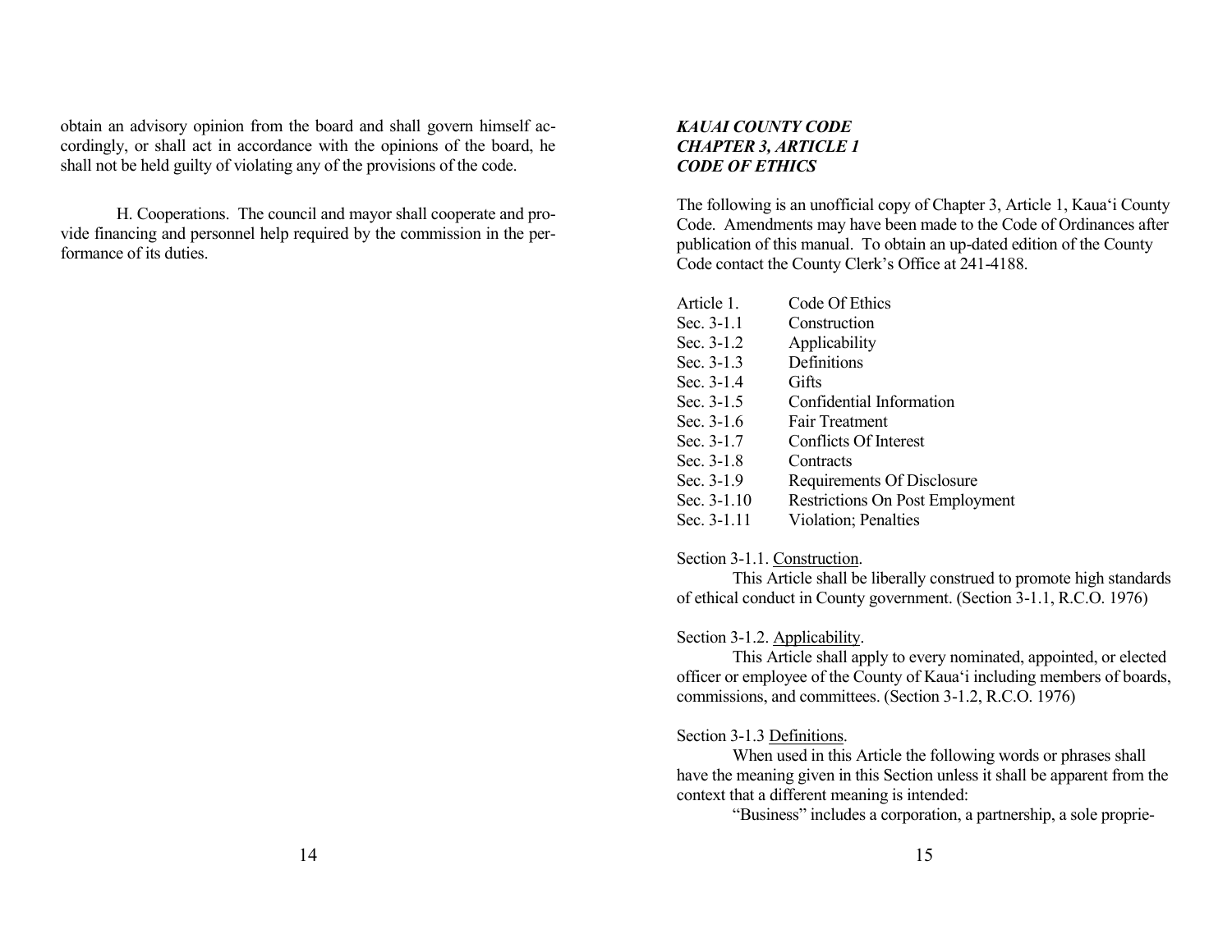obtain an advisory opinion from the board and shall govern himself accordingly, or shall act in accordance with the opinions of the board, he shall not be held guilty of violating any of the provisions of the code.

H. Cooperations. The council and mayor shall cooperate and provide financing and personnel help required by the commission in the performance of its duties.

***KAUAI COUNTY CODE***
***CHAPTER 3, ARTICLE 1***
***CODE OF ETHICS***

The following is an unofficial copy of Chapter 3, Article 1, Kaua'i County Code. Amendments may have been made to the Code of Ordinances after publication of this manual. To obtain an up-dated edition of the County Code contact the County Clerk's Office at 241-4188.

| | |
|---|---|
| Article 1. | Code Of Ethics |
| Sec. 3-1.1 | Construction |
| Sec. 3-1.2 | Applicability |
| Sec. 3-1.3 | Definitions |
| Sec. 3-1.4 | Gifts |
| Sec. 3-1.5 | Confidential Information |
| Sec. 3-1.6 | Fair Treatment |
| Sec. 3-1.7 | Conflicts Of Interest |
| Sec. 3-1.8 | Contracts |
| Sec. 3-1.9 | Requirements Of Disclosure |
| Sec. 3-1.10 | Restrictions On Post Employment |
| Sec. 3-1.11 | Violation; Penalties |

Section 3-1.1. <u>Construction</u>.

This Article shall be liberally construed to promote high standards of ethical conduct in County government. (Section 3-1.1, R.C.O. 1976)

Section 3-1.2. <u>Applicability</u>.

This Article shall apply to every nominated, appointed, or elected officer or employee of the County of Kaua'i including members of boards, commissions, and committees. (Section 3-1.2, R.C.O. 1976)

Section 3-1.3 <u>Definitions</u>.

When used in this Article the following words or phrases shall have the meaning given in this Section unless it shall be apparent from the context that a different meaning is intended:

"Business" includes a corporation, a partnership, a sole proprie-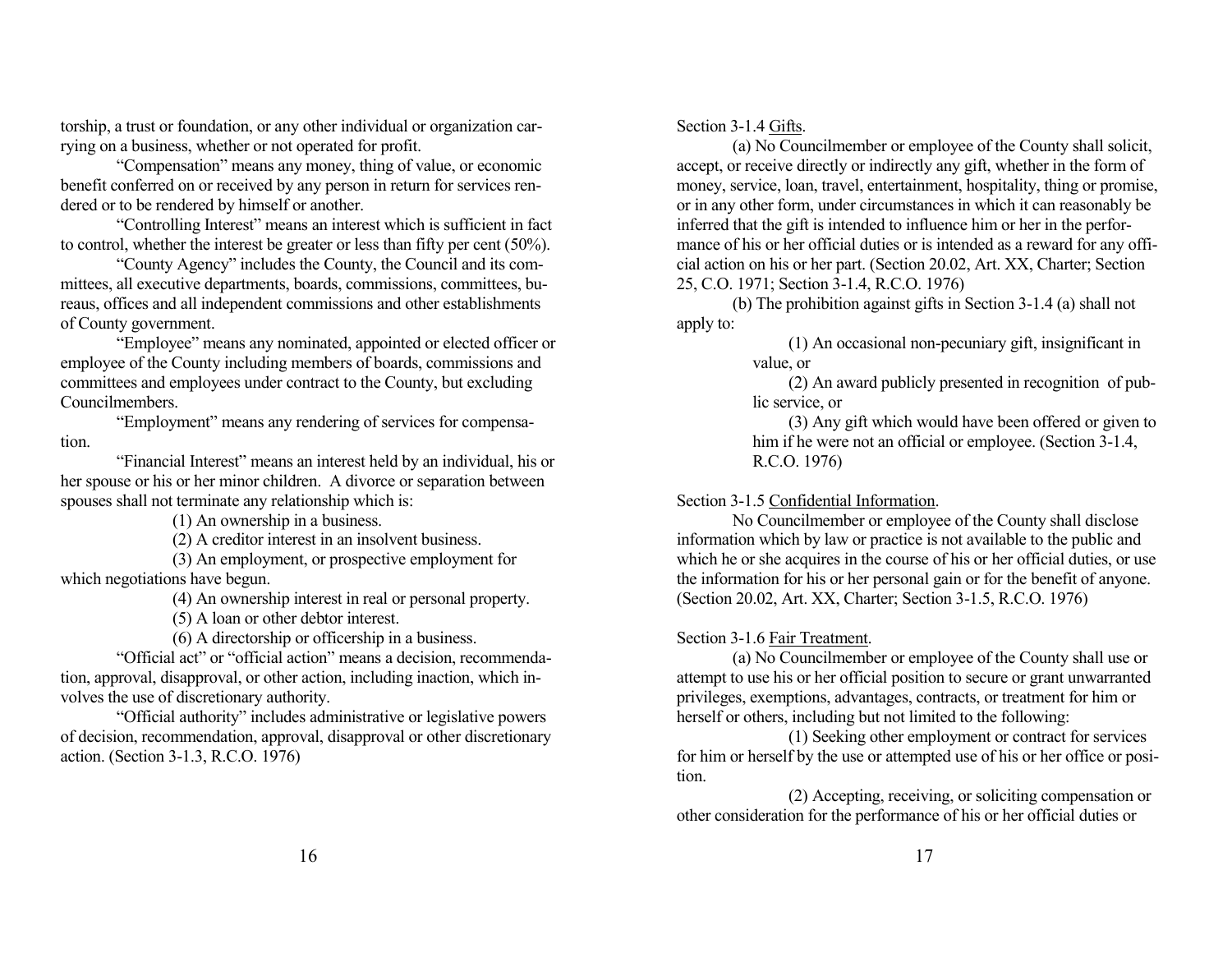torship, a trust or foundation, or any other individual or organization carrying on a business, whether or not operated for profit.

"Compensation" means any money, thing of value, or economic benefit conferred on or received by any person in return for services rendered or to be rendered by himself or another.

"Controlling Interest" means an interest which is sufficient in fact to control, whether the interest be greater or less than fifty per cent (50%).

"County Agency" includes the County, the Council and its committees, all executive departments, boards, commissions, committees, bureaus, offices and all independent commissions and other establishments of County government.

"Employee" means any nominated, appointed or elected officer or employee of the County including members of boards, commissions and committees and employees under contract to the County, but excluding Councilmembers.

"Employment" means any rendering of services for compensation.

"Financial Interest" means an interest held by an individual, his or her spouse or his or her minor children. A divorce or separation between spouses shall not terminate any relationship which is:

(1) An ownership in a business.

(2) A creditor interest in an insolvent business.

(3) An employment, or prospective employment for which negotiations have begun.

(4) An ownership interest in real or personal property.

(5) A loan or other debtor interest.

(6) A directorship or officership in a business.

"Official act" or "official action" means a decision, recommendation, approval, disapproval, or other action, including inaction, which involves the use of discretionary authority.

"Official authority" includes administrative or legislative powers of decision, recommendation, approval, disapproval or other discretionary action. (Section 3-1.3, R.C.O. 1976)

Section 3-1.4 Gifts.

(a) No Councilmember or employee of the County shall solicit, accept, or receive directly or indirectly any gift, whether in the form of money, service, loan, travel, entertainment, hospitality, thing or promise, or in any other form, under circumstances in which it can reasonably be inferred that the gift is intended to influence him or her in the performance of his or her official duties or is intended as a reward for any official action on his or her part. (Section 20.02, Art. XX, Charter; Section 25, C.O. 1971; Section 3-1.4, R.C.O. 1976)

(b) The prohibition against gifts in Section 3-1.4 (a) shall not apply to:

(1) An occasional non-pecuniary gift, insignificant in value, or

(2) An award publicly presented in recognition of public service, or

(3) Any gift which would have been offered or given to him if he were not an official or employee. (Section 3-1.4, R.C.O. 1976)

Section 3-1.5 Confidential Information.

No Councilmember or employee of the County shall disclose information which by law or practice is not available to the public and which he or she acquires in the course of his or her official duties, or use the information for his or her personal gain or for the benefit of anyone. (Section 20.02, Art. XX, Charter; Section 3-1.5, R.C.O. 1976)

Section 3-1.6 Fair Treatment.

(a) No Councilmember or employee of the County shall use or attempt to use his or her official position to secure or grant unwarranted privileges, exemptions, advantages, contracts, or treatment for him or herself or others, including but not limited to the following:

(1) Seeking other employment or contract for services for him or herself by the use or attempted use of his or her office or position.

(2) Accepting, receiving, or soliciting compensation or other consideration for the performance of his or her official duties or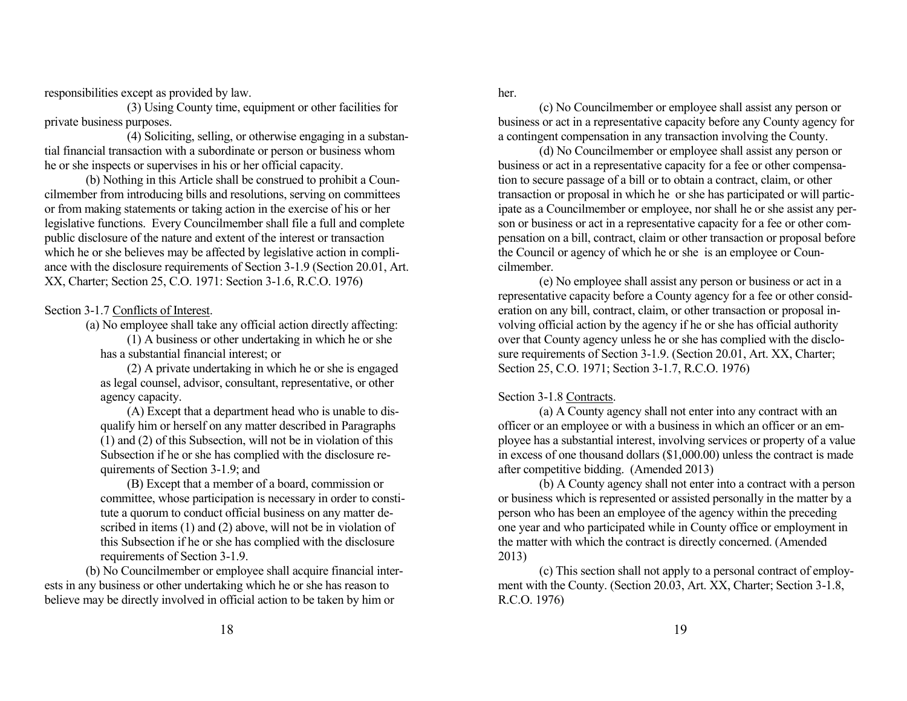responsibilities except as provided by law.

(3) Using County time, equipment or other facilities for private business purposes.

(4) Soliciting, selling, or otherwise engaging in a substantial financial transaction with a subordinate or person or business whom he or she inspects or supervises in his or her official capacity.

(b) Nothing in this Article shall be construed to prohibit a Councilmember from introducing bills and resolutions, serving on committees or from making statements or taking action in the exercise of his or her legislative functions. Every Councilmember shall file a full and complete public disclosure of the nature and extent of the interest or transaction which he or she believes may be affected by legislative action in compliance with the disclosure requirements of Section 3-1.9 (Section 20.01, Art. XX, Charter; Section 25, C.O. 1971: Section 3-1.6, R.C.O. 1976)

Section 3-1.7 Conflicts of Interest.

(a) No employee shall take any official action directly affecting:

(1) A business or other undertaking in which he or she has a substantial financial interest; or

(2) A private undertaking in which he or she is engaged as legal counsel, advisor, consultant, representative, or other agency capacity.

(A) Except that a department head who is unable to disqualify him or herself on any matter described in Paragraphs (1) and (2) of this Subsection, will not be in violation of this Subsection if he or she has complied with the disclosure requirements of Section 3-1.9; and

(B) Except that a member of a board, commission or committee, whose participation is necessary in order to constitute a quorum to conduct official business on any matter described in items (1) and (2) above, will not be in violation of this Subsection if he or she has complied with the disclosure requirements of Section 3-1.9.

(b) No Councilmember or employee shall acquire financial interests in any business or other undertaking which he or she has reason to believe may be directly involved in official action to be taken by him or her.

(c) No Councilmember or employee shall assist any person or business or act in a representative capacity before any County agency for a contingent compensation in any transaction involving the County.

(d) No Councilmember or employee shall assist any person or business or act in a representative capacity for a fee or other compensation to secure passage of a bill or to obtain a contract, claim, or other transaction or proposal in which he or she has participated or will participate as a Councilmember or employee, nor shall he or she assist any person or business or act in a representative capacity for a fee or other compensation on a bill, contract, claim or other transaction or proposal before the Council or agency of which he or she is an employee or Councilmember.

(e) No employee shall assist any person or business or act in a representative capacity before a County agency for a fee or other consideration on any bill, contract, claim, or other transaction or proposal involving official action by the agency if he or she has official authority over that County agency unless he or she has complied with the disclosure requirements of Section 3-1.9. (Section 20.01, Art. XX, Charter; Section 25, C.O. 1971; Section 3-1.7, R.C.O. 1976)

Section 3-1.8 Contracts.

(a) A County agency shall not enter into any contract with an officer or an employee or with a business in which an officer or an employee has a substantial interest, involving services or property of a value in excess of one thousand dollars ($1,000.00) unless the contract is made after competitive bidding. (Amended 2013)

(b) A County agency shall not enter into a contract with a person or business which is represented or assisted personally in the matter by a person who has been an employee of the agency within the preceding one year and who participated while in County office or employment in the matter with which the contract is directly concerned. (Amended 2013)

(c) This section shall not apply to a personal contract of employment with the County. (Section 20.03, Art. XX, Charter; Section 3-1.8, R.C.O. 1976)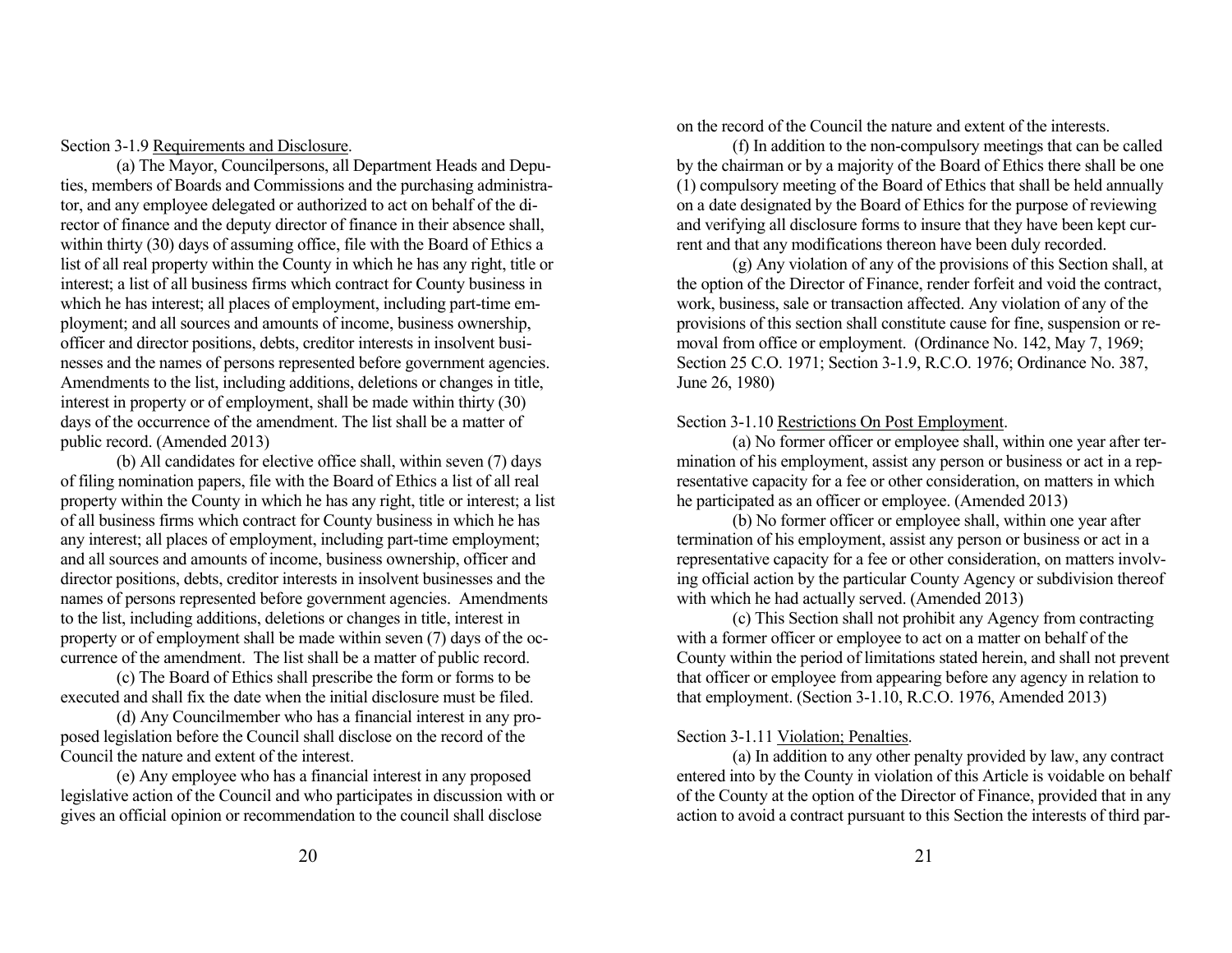Section 3-1.9 Requirements and Disclosure.

(a) The Mayor, Councilpersons, all Department Heads and Deputies, members of Boards and Commissions and the purchasing administrator, and any employee delegated or authorized to act on behalf of the director of finance and the deputy director of finance in their absence shall, within thirty (30) days of assuming office, file with the Board of Ethics a list of all real property within the County in which he has any right, title or interest; a list of all business firms which contract for County business in which he has interest; all places of employment, including part-time employment; and all sources and amounts of income, business ownership, officer and director positions, debts, creditor interests in insolvent businesses and the names of persons represented before government agencies. Amendments to the list, including additions, deletions or changes in title, interest in property or of employment, shall be made within thirty (30) days of the occurrence of the amendment. The list shall be a matter of public record. (Amended 2013)

(b) All candidates for elective office shall, within seven (7) days of filing nomination papers, file with the Board of Ethics a list of all real property within the County in which he has any right, title or interest; a list of all business firms which contract for County business in which he has any interest; all places of employment, including part-time employment; and all sources and amounts of income, business ownership, officer and director positions, debts, creditor interests in insolvent businesses and the names of persons represented before government agencies. Amendments to the list, including additions, deletions or changes in title, interest in property or of employment shall be made within seven (7) days of the occurrence of the amendment. The list shall be a matter of public record.

(c) The Board of Ethics shall prescribe the form or forms to be executed and shall fix the date when the initial disclosure must be filed.

(d) Any Councilmember who has a financial interest in any proposed legislation before the Council shall disclose on the record of the Council the nature and extent of the interest.

(e) Any employee who has a financial interest in any proposed legislative action of the Council and who participates in discussion with or gives an official opinion or recommendation to the council shall disclose on the record of the Council the nature and extent of the interests.

(f) In addition to the non-compulsory meetings that can be called by the chairman or by a majority of the Board of Ethics there shall be one (1) compulsory meeting of the Board of Ethics that shall be held annually on a date designated by the Board of Ethics for the purpose of reviewing and verifying all disclosure forms to insure that they have been kept current and that any modifications thereon have been duly recorded.

(g) Any violation of any of the provisions of this Section shall, at the option of the Director of Finance, render forfeit and void the contract, work, business, sale or transaction affected. Any violation of any of the provisions of this section shall constitute cause for fine, suspension or removal from office or employment. (Ordinance No. 142, May 7, 1969; Section 25 C.O. 1971; Section 3-1.9, R.C.O. 1976; Ordinance No. 387, June 26, 1980)

Section 3-1.10 Restrictions On Post Employment.

(a) No former officer or employee shall, within one year after termination of his employment, assist any person or business or act in a representative capacity for a fee or other consideration, on matters in which he participated as an officer or employee. (Amended 2013)

(b) No former officer or employee shall, within one year after termination of his employment, assist any person or business or act in a representative capacity for a fee or other consideration, on matters involving official action by the particular County Agency or subdivision thereof with which he had actually served. (Amended 2013)

(c) This Section shall not prohibit any Agency from contracting with a former officer or employee to act on a matter on behalf of the County within the period of limitations stated herein, and shall not prevent that officer or employee from appearing before any agency in relation to that employment. (Section 3-1.10, R.C.O. 1976, Amended 2013)

Section 3-1.11 Violation; Penalties.

(a) In addition to any other penalty provided by law, any contract entered into by the County in violation of this Article is voidable on behalf of the County at the option of the Director of Finance, provided that in any action to avoid a contract pursuant to this Section the interests of third par-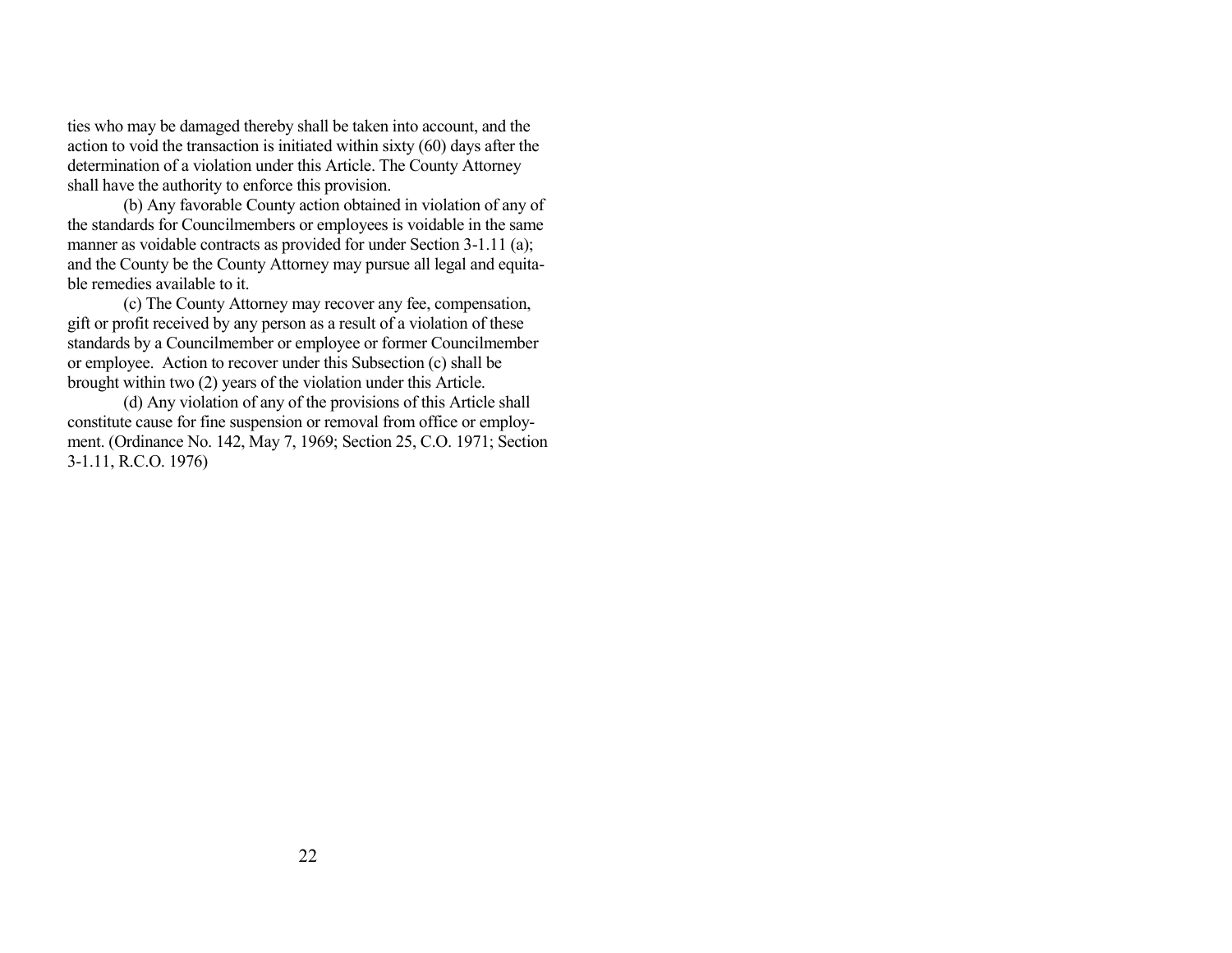ties who may be damaged thereby shall be taken into account, and the action to void the transaction is initiated within sixty (60) days after the determination of a violation under this Article. The County Attorney shall have the authority to enforce this provision.

(b) Any favorable County action obtained in violation of any of the standards for Councilmembers or employees is voidable in the same manner as voidable contracts as provided for under Section 3-1.11 (a); and the County be the County Attorney may pursue all legal and equitable remedies available to it.

(c) The County Attorney may recover any fee, compensation, gift or profit received by any person as a result of a violation of these standards by a Councilmember or employee or former Councilmember or employee. Action to recover under this Subsection (c) shall be brought within two (2) years of the violation under this Article.

(d) Any violation of any of the provisions of this Article shall constitute cause for fine suspension or removal from office or employment. (Ordinance No. 142, May 7, 1969; Section 25, C.O. 1971; Section 3-1.11, R.C.O. 1976)